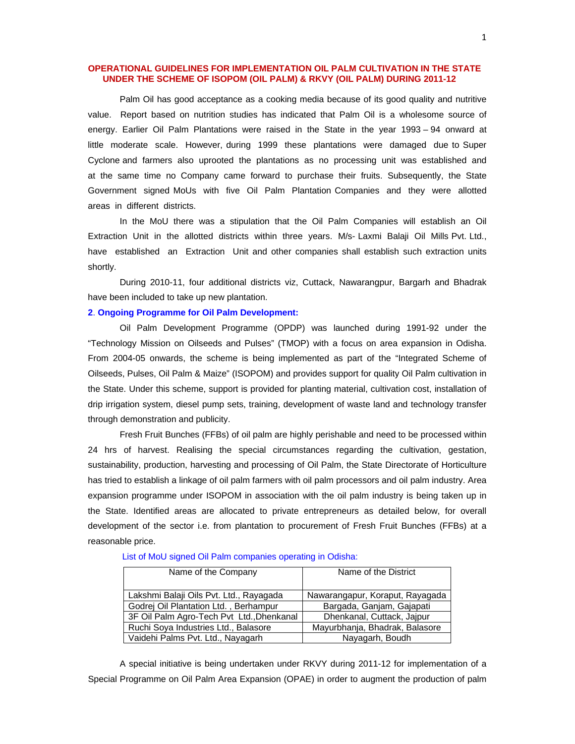## OPERATIONAL GUIDELINES FOR IMPLEMENTATION OIL PALM CULTIVATION IN THE STATE UNDER THE SCHEME OF ISOPOM (OIL PALM) & RKVY (OIL PALM) DURING 2011-12

Palm Oil has good acceptance as a cooking media because of its good quality and nutritive value. Report based on nutrition studies has indicated that Palm Oil is a wholesome source of energy. Earlier Oil Palm Plantations were raised in the State in the year 1993 – 94 onward at little moderate scale. However, during 1999 these plantations were damaged due to Super Cyclone and farmers also uprooted the plantations as no processing unit was established and at the same time no Company came forward to purchase their fruits. Subsequently, the State Government signed MoUs with five Oil Palm Plantation Companies and they were allotted areas in different districts.

In the MoU there was a stipulation that the Oil Palm Companies will establish an Oil Extraction Unit in the allotted districts within three years. M/s- Laxmi Balaji Oil Mills Pvt. Ltd., have established an Extraction Unit and other companies shall establish such extraction units shortly.

During 2010-11, four additional districts viz, Cuttack, Nawarangpur, Bargarh and Bhadrak have been included to take up new plantation.

### 2. Ongoing Programme for Oil Palm Development:

Oil Palm Development Programme (OPDP) was launched during 1991-92 under the "Technology Mission on Oilseeds and Pulses" (TMOP) with a focus on area expansion in Odisha. From 2004-05 onwards, the scheme is being implemented as part of the "Integrated Scheme of Oilseeds, Pulses, Oil Palm & Maize" (ISOPOM) and provides support for quality Oil Palm cultivation in the State. Under this scheme, support is provided for planting material, cultivation cost, installation of drip irrigation system, diesel pump sets, training, development of waste land and technology transfer through demonstration and publicity.

Fresh Fruit Bunches (FFBs) of oil palm are highly perishable and need to be processed within 24 hrs of harvest. Realising the special circumstances regarding the cultivation, gestation, sustainability, production, harvesting and processing of Oil Palm, the State Directorate of Horticulture has tried to establish a linkage of oil palm farmers with oil palm processors and oil palm industry. Area expansion programme under ISOPOM in association with the oil palm industry is being taken up in the State. Identified areas are allocated to private entrepreneurs as detailed below, for overall development of the sector i.e. from plantation to procurement of Fresh Fruit Bunches (FFBs) at a reasonable price.

List of MoU signed Oil Palm companies operating in Odisha:

| Name of the Company | Name of the District |
|---|---|
| Lakshmi Balaji Oils Pvt. Ltd., Rayagada | Nawarangapur, Koraput, Rayagada |
| Godrej Oil Plantation Ltd. , Berhampur | Bargada, Ganjam, Gajapati |
| 3F Oil Palm Agro-Tech Pvt Ltd.,Dhenkanal | Dhenkanal, Cuttack, Jajpur |
| Ruchi Soya Industries Ltd., Balasore | Mayurbhanja, Bhadrak, Balasore |
| Vaidehi Palms Pvt. Ltd., Nayagarh | Nayagarh, Boudh |

A special initiative is being undertaken under RKVY during 2011-12 for implementation of a Special Programme on Oil Palm Area Expansion (OPAE) in order to augment the production of palm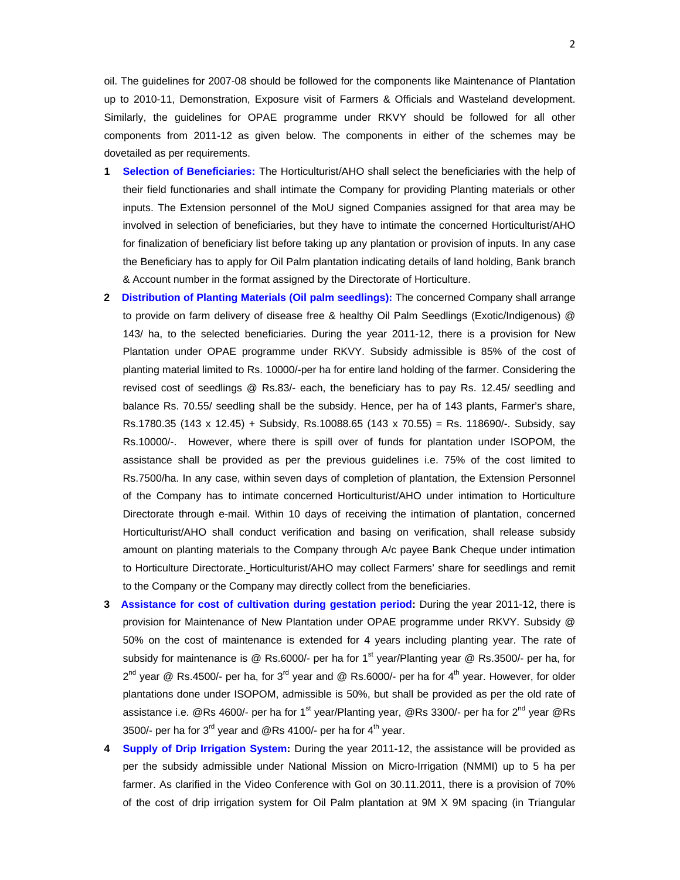oil. The guidelines for 2007-08 should be followed for the components like Maintenance of Plantation up to 2010-11, Demonstration, Exposure visit of Farmers & Officials and Wasteland development. Similarly, the guidelines for OPAE programme under RKVY should be followed for all other components from 2011-12 as given below. The components in either of the schemes may be dovetailed as per requirements.

1. **Selection of Beneficiaries:** The Horticulturist/AHO shall select the beneficiaries with the help of their field functionaries and shall intimate the Company for providing Planting materials or other inputs. The Extension personnel of the MoU signed Companies assigned for that area may be involved in selection of beneficiaries, but they have to intimate the concerned Horticulturist/AHO for finalization of beneficiary list before taking up any plantation or provision of inputs. In any case the Beneficiary has to apply for Oil Palm plantation indicating details of land holding, Bank branch & Account number in the format assigned by the Directorate of Horticulture.

2. **Distribution of Planting Materials (Oil palm seedlings):** The concerned Company shall arrange to provide on farm delivery of disease free & healthy Oil Palm Seedlings (Exotic/Indigenous) @ 143/ ha, to the selected beneficiaries. During the year 2011-12, there is a provision for New Plantation under OPAE programme under RKVY. Subsidy admissible is 85% of the cost of planting material limited to Rs. 10000/-per ha for entire land holding of the farmer. Considering the revised cost of seedlings @ Rs.83/- each, the beneficiary has to pay Rs. 12.45/ seedling and balance Rs. 70.55/ seedling shall be the subsidy. Hence, per ha of 143 plants, Farmer's share, Rs.1780.35 (143 x 12.45) + Subsidy, Rs.10088.65 (143 x 70.55) = Rs. 118690/-. Subsidy, say Rs.10000/-. However, where there is spill over of funds for plantation under ISOPOM, the assistance shall be provided as per the previous guidelines i.e. 75% of the cost limited to Rs.7500/ha. In any case, within seven days of completion of plantation, the Extension Personnel of the Company has to intimate concerned Horticulturist/AHO under intimation to Horticulture Directorate through e-mail. Within 10 days of receiving the intimation of plantation, concerned Horticulturist/AHO shall conduct verification and basing on verification, shall release subsidy amount on planting materials to the Company through A/c payee Bank Cheque under intimation to Horticulture Directorate. Horticulturist/AHO may collect Farmers' share for seedlings and remit to the Company or the Company may directly collect from the beneficiaries.

3. **Assistance for cost of cultivation during gestation period:** During the year 2011-12, there is provision for Maintenance of New Plantation under OPAE programme under RKVY. Subsidy @ 50% on the cost of maintenance is extended for 4 years including planting year. The rate of subsidy for maintenance is @ Rs.6000/- per ha for 1st year/Planting year @ Rs.3500/- per ha, for 2nd year @ Rs.4500/- per ha, for 3rd year and @ Rs.6000/- per ha for 4th year. However, for older plantations done under ISOPOM, admissible is 50%, but shall be provided as per the old rate of assistance i.e. @Rs 4600/- per ha for 1st year/Planting year, @Rs 3300/- per ha for 2nd year @Rs 3500/- per ha for 3rd year and @Rs 4100/- per ha for 4th year.

4. **Supply of Drip Irrigation System:** During the year 2011-12, the assistance will be provided as per the subsidy admissible under National Mission on Micro-Irrigation (NMMI) up to 5 ha per farmer. As clarified in the Video Conference with GoI on 30.11.2011, there is a provision of 70% of the cost of drip irrigation system for Oil Palm plantation at 9M X 9M spacing (in Triangular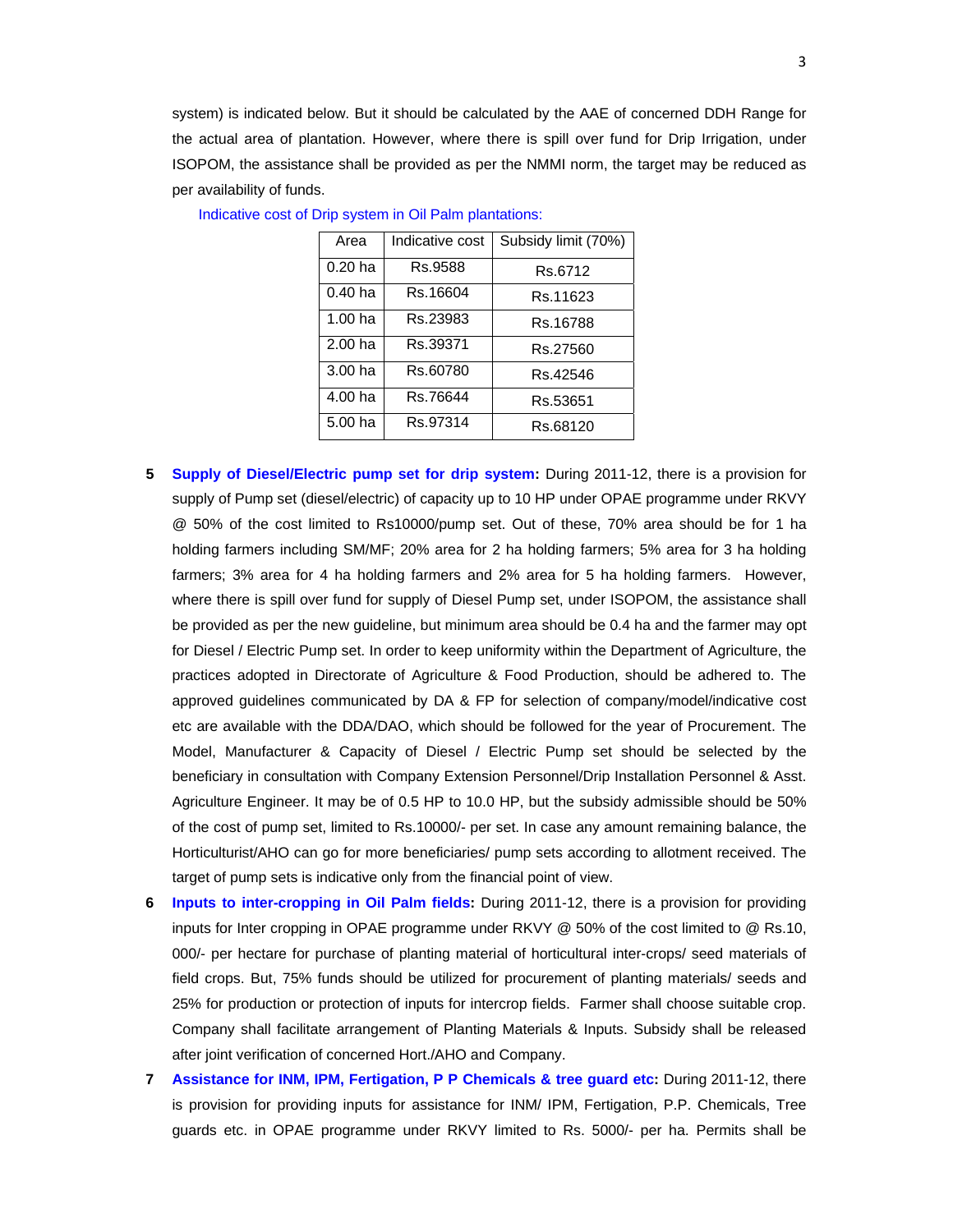system) is indicated below. But it should be calculated by the AAE of concerned DDH Range for the actual area of plantation. However, where there is spill over fund for Drip Irrigation, under ISOPOM, the assistance shall be provided as per the NMMI norm, the target may be reduced as per availability of funds.

Indicative cost of Drip system in Oil Palm plantations:

| Area | Indicative cost | Subsidy limit (70%) |
|---|---|---|
| 0.20 ha | Rs.9588 | Rs.6712 |
| 0.40 ha | Rs.16604 | Rs.11623 |
| 1.00 ha | Rs.23983 | Rs.16788 |
| 2.00 ha | Rs.39371 | Rs.27560 |
| 3.00 ha | Rs.60780 | Rs.42546 |
| 4.00 ha | Rs.76644 | Rs.53651 |
| 5.00 ha | Rs.97314 | Rs.68120 |

5 **Supply of Diesel/Electric pump set for drip system:** During 2011-12, there is a provision for supply of Pump set (diesel/electric) of capacity up to 10 HP under OPAE programme under RKVY @ 50% of the cost limited to Rs10000/pump set. Out of these, 70% area should be for 1 ha holding farmers including SM/MF; 20% area for 2 ha holding farmers; 5% area for 3 ha holding farmers; 3% area for 4 ha holding farmers and 2% area for 5 ha holding farmers. However, where there is spill over fund for supply of Diesel Pump set, under ISOPOM, the assistance shall be provided as per the new guideline, but minimum area should be 0.4 ha and the farmer may opt for Diesel / Electric Pump set. In order to keep uniformity within the Department of Agriculture, the practices adopted in Directorate of Agriculture & Food Production, should be adhered to. The approved guidelines communicated by DA & FP for selection of company/model/indicative cost etc are available with the DDA/DAO, which should be followed for the year of Procurement. The Model, Manufacturer & Capacity of Diesel / Electric Pump set should be selected by the beneficiary in consultation with Company Extension Personnel/Drip Installation Personnel & Asst. Agriculture Engineer. It may be of 0.5 HP to 10.0 HP, but the subsidy admissible should be 50% of the cost of pump set, limited to Rs.10000/- per set. In case any amount remaining balance, the Horticulturist/AHO can go for more beneficiaries/ pump sets according to allotment received. The target of pump sets is indicative only from the financial point of view.

6 **Inputs to inter-cropping in Oil Palm fields:** During 2011-12, there is a provision for providing inputs for Inter cropping in OPAE programme under RKVY @ 50% of the cost limited to @ Rs.10, 000/- per hectare for purchase of planting material of horticultural inter-crops/ seed materials of field crops. But, 75% funds should be utilized for procurement of planting materials/ seeds and 25% for production or protection of inputs for intercrop fields. Farmer shall choose suitable crop. Company shall facilitate arrangement of Planting Materials & Inputs. Subsidy shall be released after joint verification of concerned Hort./AHO and Company.

7 **Assistance for INM, IPM, Fertigation, P P Chemicals & tree guard etc:** During 2011-12, there is provision for providing inputs for assistance for INM/ IPM, Fertigation, P.P. Chemicals, Tree guards etc. in OPAE programme under RKVY limited to Rs. 5000/- per ha. Permits shall be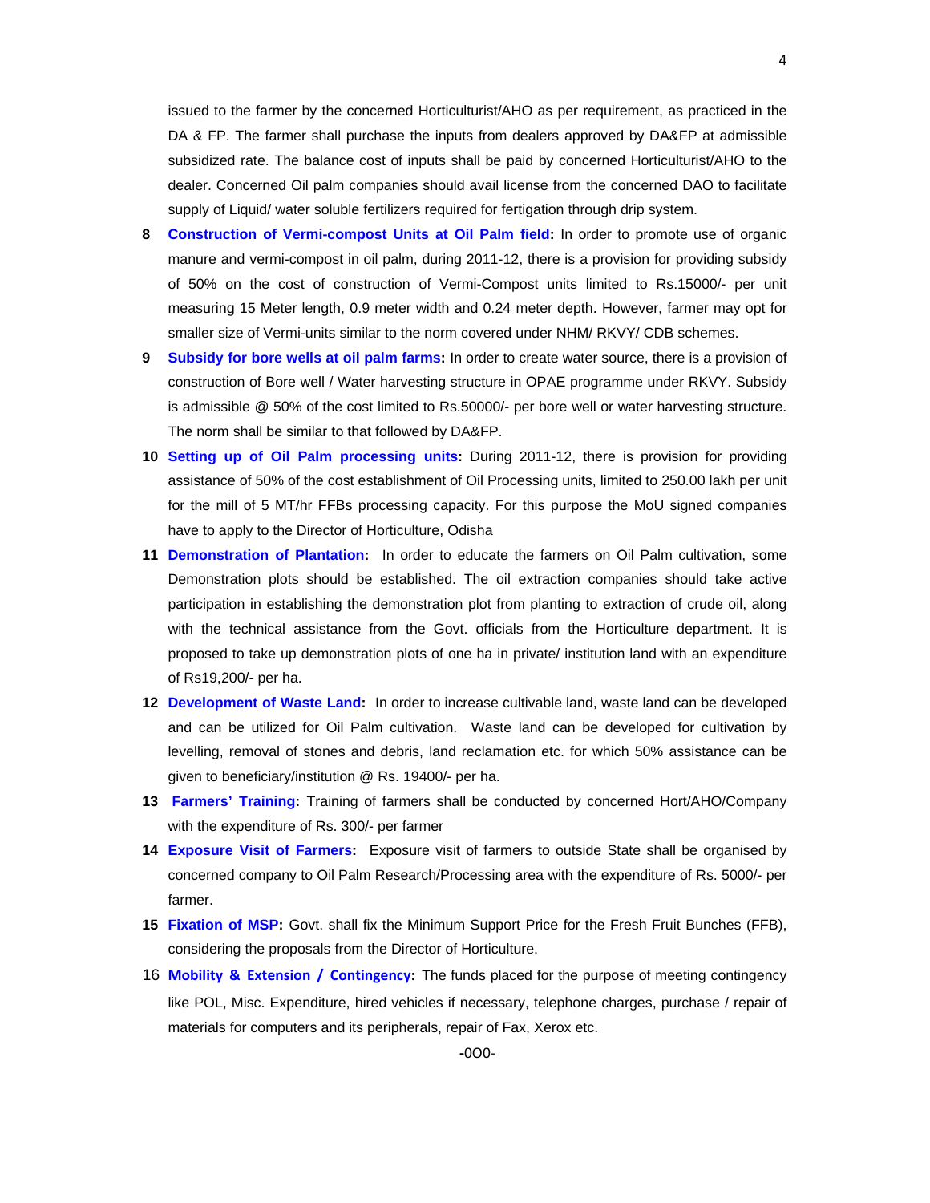issued to the farmer by the concerned Horticulturist/AHO as per requirement, as practiced in the DA & FP. The farmer shall purchase the inputs from dealers approved by DA&FP at admissible subsidized rate. The balance cost of inputs shall be paid by concerned Horticulturist/AHO to the dealer. Concerned Oil palm companies should avail license from the concerned DAO to facilitate supply of Liquid/ water soluble fertilizers required for fertigation through drip system.

8 **Construction of Vermi-compost Units at Oil Palm field:** In order to promote use of organic manure and vermi-compost in oil palm, during 2011-12, there is a provision for providing subsidy of 50% on the cost of construction of Vermi-Compost units limited to Rs.15000/- per unit measuring 15 Meter length, 0.9 meter width and 0.24 meter depth. However, farmer may opt for smaller size of Vermi-units similar to the norm covered under NHM/ RKVY/ CDB schemes.

9 **Subsidy for bore wells at oil palm farms:** In order to create water source, there is a provision of construction of Bore well / Water harvesting structure in OPAE programme under RKVY. Subsidy is admissible @ 50% of the cost limited to Rs.50000/- per bore well or water harvesting structure. The norm shall be similar to that followed by DA&FP.

10 **Setting up of Oil Palm processing units:** During 2011-12, there is provision for providing assistance of 50% of the cost establishment of Oil Processing units, limited to 250.00 lakh per unit for the mill of 5 MT/hr FFBs processing capacity. For this purpose the MoU signed companies have to apply to the Director of Horticulture, Odisha

11 **Demonstration of Plantation:** In order to educate the farmers on Oil Palm cultivation, some Demonstration plots should be established. The oil extraction companies should take active participation in establishing the demonstration plot from planting to extraction of crude oil, along with the technical assistance from the Govt. officials from the Horticulture department. It is proposed to take up demonstration plots of one ha in private/ institution land with an expenditure of Rs19,200/- per ha.

12 **Development of Waste Land:** In order to increase cultivable land, waste land can be developed and can be utilized for Oil Palm cultivation. Waste land can be developed for cultivation by levelling, removal of stones and debris, land reclamation etc. for which 50% assistance can be given to beneficiary/institution @ Rs. 19400/- per ha.

13 **Farmers' Training:** Training of farmers shall be conducted by concerned Hort/AHO/Company with the expenditure of Rs. 300/- per farmer

14 **Exposure Visit of Farmers:** Exposure visit of farmers to outside State shall be organised by concerned company to Oil Palm Research/Processing area with the expenditure of Rs. 5000/- per farmer.

15 **Fixation of MSP:** Govt. shall fix the Minimum Support Price for the Fresh Fruit Bunches (FFB), considering the proposals from the Director of Horticulture.

16 **Mobility & Extension / Contingency:** The funds placed for the purpose of meeting contingency like POL, Misc. Expenditure, hired vehicles if necessary, telephone charges, purchase / repair of materials for computers and its peripherals, repair of Fax, Xerox etc.

-0O0-